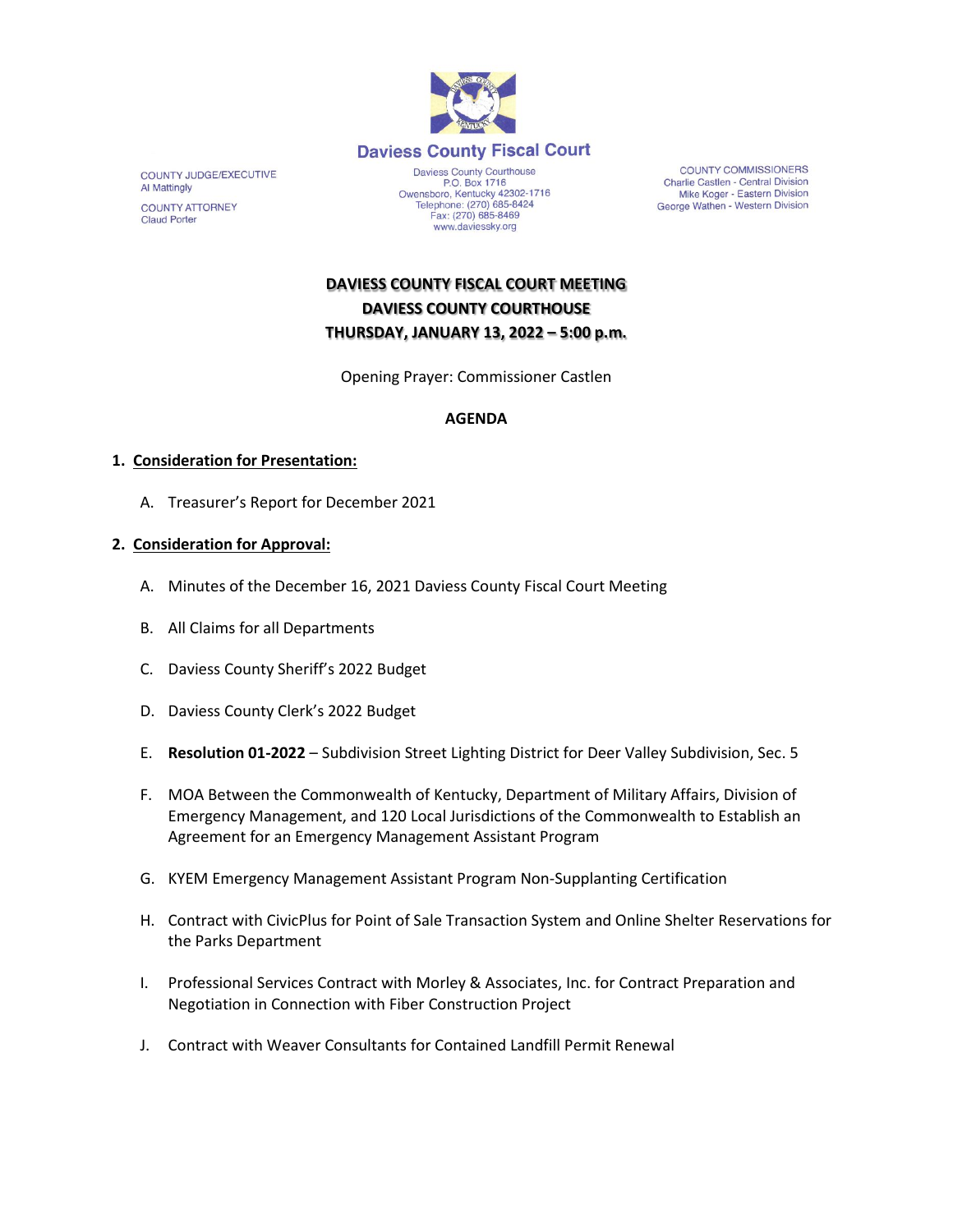Daviess County Fiscal Court

COUNTY JUDGE/EXECUTIVE
Al Mattingly

COUNTY ATTORNEY
Claud Porter

Daviess County Courthouse
P.O. Box 1716
Owensboro, Kentucky 42302-1716
Telephone: (270) 685-8424
Fax: (270) 685-8469
www.daviessky.org

COUNTY COMMISSIONERS
Charlie Castlen - Central Division
Mike Koger - Eastern Division
George Wathen - Western Division

**DAVIESS COUNTY FISCAL COURT MEETING**
**DAVIESS COUNTY COURTHOUSE**
**THURSDAY, JANUARY 13, 2022 – 5:00 p.m.**

Opening Prayer: Commissioner Castlen

**AGENDA**

1. **Consideration for Presentation:**

   A. Treasurer's Report for December 2021

2. **Consideration for Approval:**

   A. Minutes of the December 16, 2021 Daviess County Fiscal Court Meeting

   B. All Claims for all Departments

   C. Daviess County Sheriff's 2022 Budget

   D. Daviess County Clerk's 2022 Budget

   E. **Resolution 01-2022** – Subdivision Street Lighting District for Deer Valley Subdivision, Sec. 5

   F. MOA Between the Commonwealth of Kentucky, Department of Military Affairs, Division of Emergency Management, and 120 Local Jurisdictions of the Commonwealth to Establish an Agreement for an Emergency Management Assistant Program

   G. KYEM Emergency Management Assistant Program Non-Supplanting Certification

   H. Contract with CivicPlus for Point of Sale Transaction System and Online Shelter Reservations for the Parks Department

   I. Professional Services Contract with Morley & Associates, Inc. for Contract Preparation and Negotiation in Connection with Fiber Construction Project

   J. Contract with Weaver Consultants for Contained Landfill Permit Renewal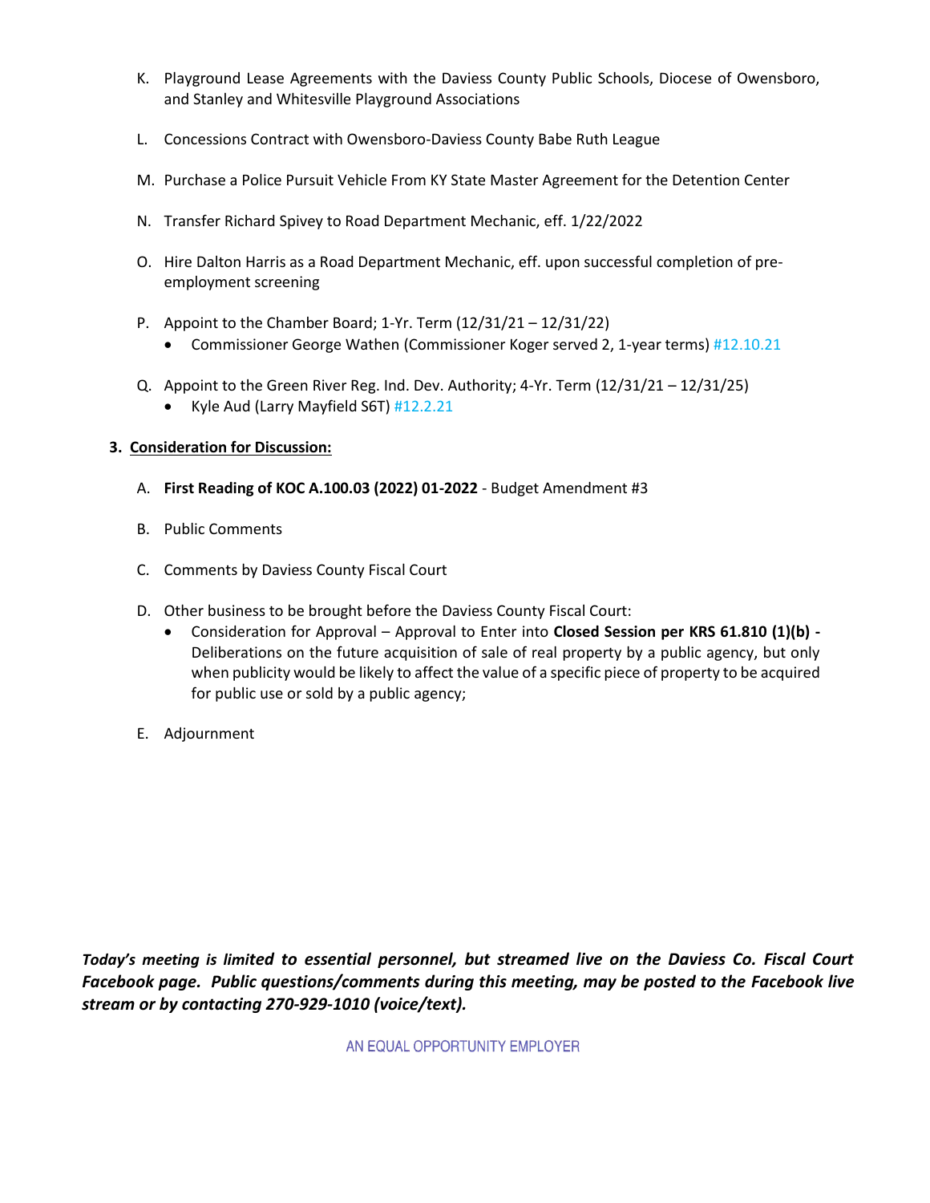K. Playground Lease Agreements with the Daviess County Public Schools, Diocese of Owensboro, and Stanley and Whitesville Playground Associations

L. Concessions Contract with Owensboro-Daviess County Babe Ruth League

M. Purchase a Police Pursuit Vehicle From KY State Master Agreement for the Detention Center

N. Transfer Richard Spivey to Road Department Mechanic, eff. 1/22/2022

O. Hire Dalton Harris as a Road Department Mechanic, eff. upon successful completion of pre-employment screening

P. Appoint to the Chamber Board; 1-Yr. Term (12/31/21 – 12/31/22)
   - Commissioner George Wathen (Commissioner Koger served 2, 1-year terms) #12.10.21

Q. Appoint to the Green River Reg. Ind. Dev. Authority; 4-Yr. Term (12/31/21 – 12/31/25)
   - Kyle Aud (Larry Mayfield S6T) #12.2.21

**3. Consideration for Discussion:**

A. **First Reading of KOC A.100.03 (2022) 01-2022** - Budget Amendment #3

B. Public Comments

C. Comments by Daviess County Fiscal Court

D. Other business to be brought before the Daviess County Fiscal Court:
   - Consideration for Approval – Approval to Enter into **Closed Session per KRS 61.810 (1)(b) -** Deliberations on the future acquisition of sale of real property by a public agency, but only when publicity would be likely to affect the value of a specific piece of property to be acquired for public use or sold by a public agency;

E. Adjournment

***Today's meeting is limited to essential personnel, but streamed live on the Daviess Co. Fiscal Court Facebook page. Public questions/comments during this meeting, may be posted to the Facebook live stream or by contacting 270-929-1010 (voice/text).***

AN EQUAL OPPORTUNITY EMPLOYER